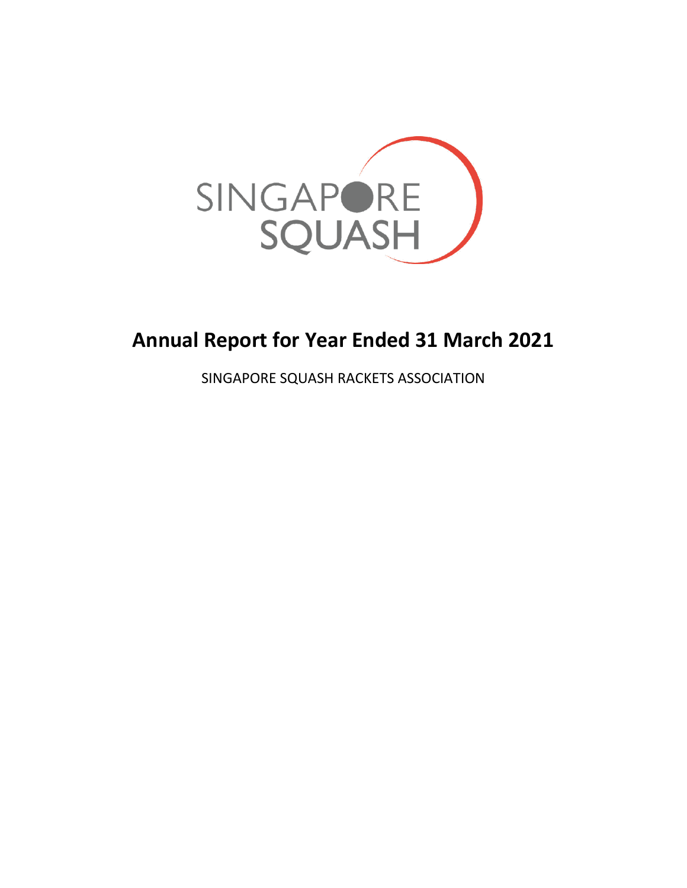SINGAPORE SQUASH

# Annual Report for Year Ended 31 March 2021

SINGAPORE SQUASH RACKETS ASSOCIATION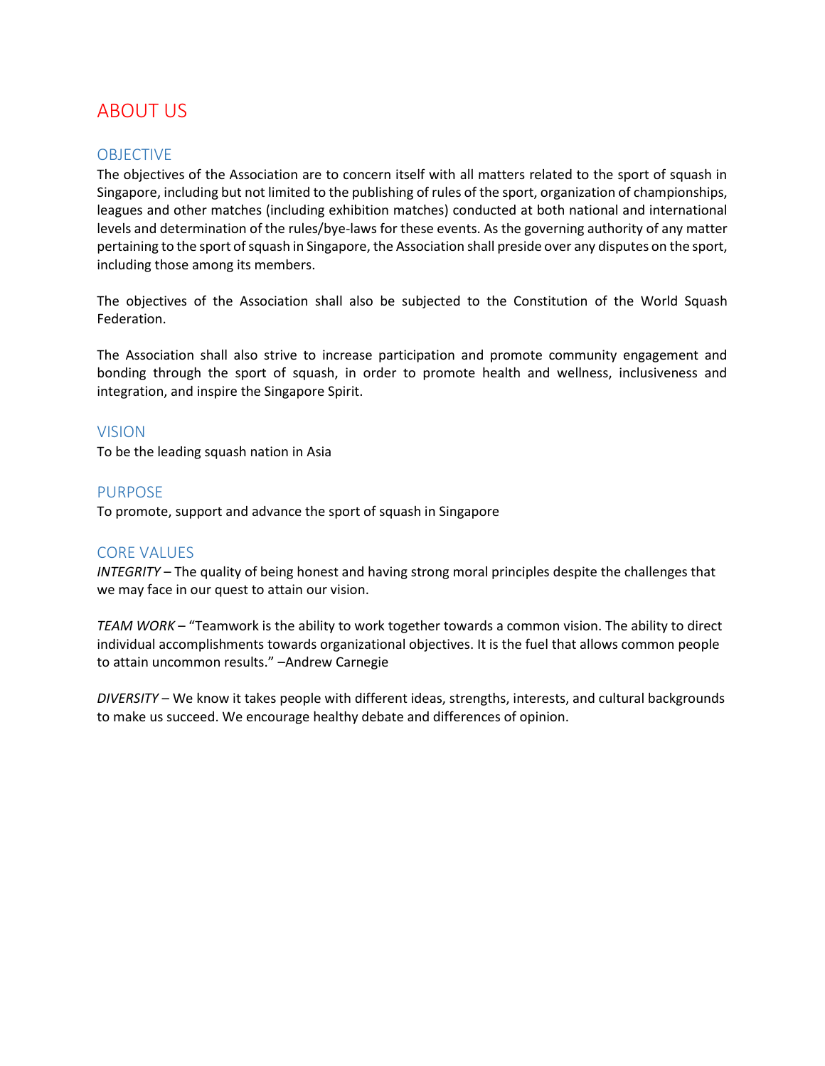# ABOUT US

## OBJECTIVE

The objectives of the Association are to concern itself with all matters related to the sport of squash in Singapore, including but not limited to the publishing of rules of the sport, organization of championships, leagues and other matches (including exhibition matches) conducted at both national and international levels and determination of the rules/bye-laws for these events. As the governing authority of any matter pertaining to the sport of squash in Singapore, the Association shall preside over any disputes on the sport, including those among its members.

The objectives of the Association shall also be subjected to the Constitution of the World Squash Federation.

The Association shall also strive to increase participation and promote community engagement and bonding through the sport of squash, in order to promote health and wellness, inclusiveness and integration, and inspire the Singapore Spirit.

## VISION

To be the leading squash nation in Asia

## PURPOSE

To promote, support and advance the sport of squash in Singapore

## CORE VALUES

*INTEGRITY* – The quality of being honest and having strong moral principles despite the challenges that we may face in our quest to attain our vision.

*TEAM WORK* – "Teamwork is the ability to work together towards a common vision. The ability to direct individual accomplishments towards organizational objectives. It is the fuel that allows common people to attain uncommon results." –Andrew Carnegie

*DIVERSITY* – We know it takes people with different ideas, strengths, interests, and cultural backgrounds to make us succeed. We encourage healthy debate and differences of opinion.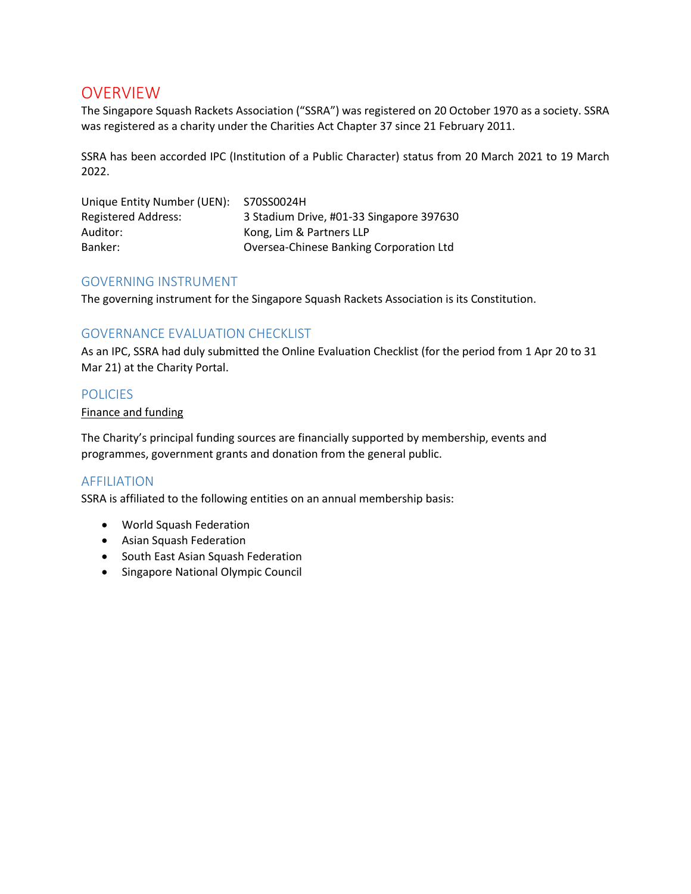# OVERVIEW

The Singapore Squash Rackets Association ("SSRA") was registered on 20 October 1970 as a society. SSRA was registered as a charity under the Charities Act Chapter 37 since 21 February 2011.

SSRA has been accorded IPC (Institution of a Public Character) status from 20 March 2021 to 19 March 2022.

| | |
|---|---|
| Unique Entity Number (UEN): | S70SS0024H |
| Registered Address: | 3 Stadium Drive, #01-33 Singapore 397630 |
| Auditor: | Kong, Lim & Partners LLP |
| Banker: | Oversea-Chinese Banking Corporation Ltd |

## GOVERNING INSTRUMENT

The governing instrument for the Singapore Squash Rackets Association is its Constitution.

## GOVERNANCE EVALUATION CHECKLIST

As an IPC, SSRA had duly submitted the Online Evaluation Checklist (for the period from 1 Apr 20 to 31 Mar 21) at the Charity Portal.

## POLICIES

Finance and funding

The Charity's principal funding sources are financially supported by membership, events and programmes, government grants and donation from the general public.

## AFFILIATION

SSRA is affiliated to the following entities on an annual membership basis:

- World Squash Federation
- Asian Squash Federation
- South East Asian Squash Federation
- Singapore National Olympic Council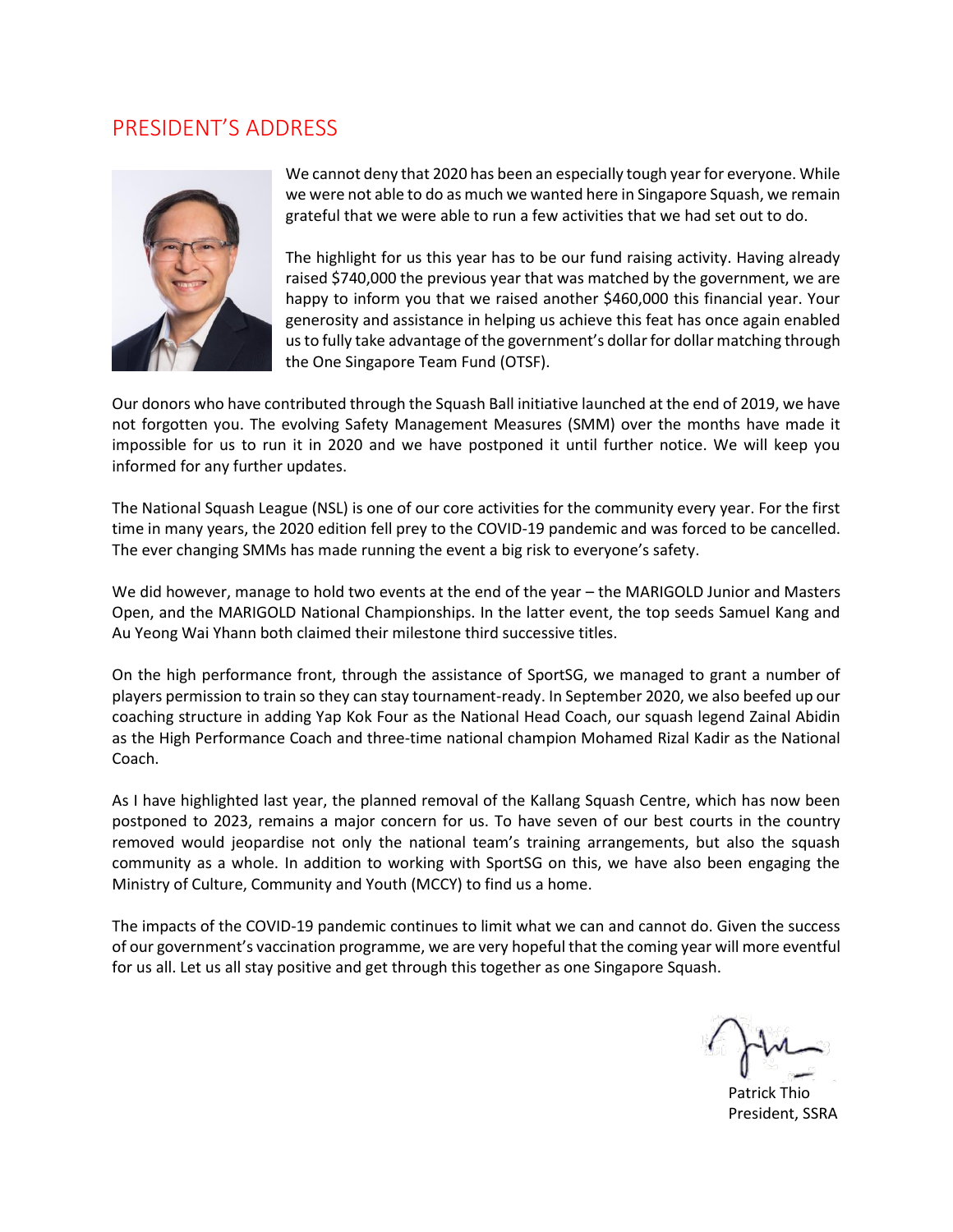## PRESIDENT'S ADDRESS

We cannot deny that 2020 has been an especially tough year for everyone. While we were not able to do as much we wanted here in Singapore Squash, we remain grateful that we were able to run a few activities that we had set out to do.

The highlight for us this year has to be our fund raising activity. Having already raised $740,000 the previous year that was matched by the government, we are happy to inform you that we raised another $460,000 this financial year. Your generosity and assistance in helping us achieve this feat has once again enabled us to fully take advantage of the government's dollar for dollar matching through the One Singapore Team Fund (OTSF).

Our donors who have contributed through the Squash Ball initiative launched at the end of 2019, we have not forgotten you. The evolving Safety Management Measures (SMM) over the months have made it impossible for us to run it in 2020 and we have postponed it until further notice. We will keep you informed for any further updates.

The National Squash League (NSL) is one of our core activities for the community every year. For the first time in many years, the 2020 edition fell prey to the COVID-19 pandemic and was forced to be cancelled. The ever changing SMMs has made running the event a big risk to everyone's safety.

We did however, manage to hold two events at the end of the year – the MARIGOLD Junior and Masters Open, and the MARIGOLD National Championships. In the latter event, the top seeds Samuel Kang and Au Yeong Wai Yhann both claimed their milestone third successive titles.

On the high performance front, through the assistance of SportSG, we managed to grant a number of players permission to train so they can stay tournament-ready. In September 2020, we also beefed up our coaching structure in adding Yap Kok Four as the National Head Coach, our squash legend Zainal Abidin as the High Performance Coach and three-time national champion Mohamed Rizal Kadir as the National Coach.

As I have highlighted last year, the planned removal of the Kallang Squash Centre, which has now been postponed to 2023, remains a major concern for us. To have seven of our best courts in the country removed would jeopardise not only the national team's training arrangements, but also the squash community as a whole. In addition to working with SportSG on this, we have also been engaging the Ministry of Culture, Community and Youth (MCCY) to find us a home.

The impacts of the COVID-19 pandemic continues to limit what we can and cannot do. Given the success of our government's vaccination programme, we are very hopeful that the coming year will more eventful for us all. Let us all stay positive and get through this together as one Singapore Squash.

Patrick Thio
President, SSRA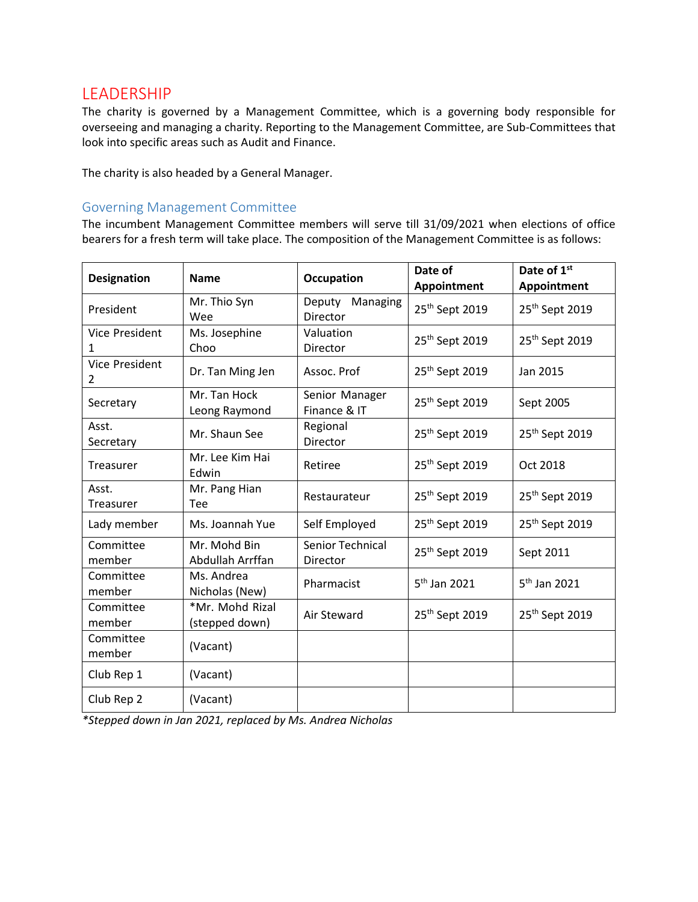# LEADERSHIP

The charity is governed by a Management Committee, which is a governing body responsible for overseeing and managing a charity. Reporting to the Management Committee, are Sub-Committees that look into specific areas such as Audit and Finance.

The charity is also headed by a General Manager.

## Governing Management Committee

The incumbent Management Committee members will serve till 31/09/2021 when elections of office bearers for a fresh term will take place. The composition of the Management Committee is as follows:

| Designation | Name | Occupation | Date of Appointment | Date of 1st Appointment |
|---|---|---|---|---|
| President | Mr. Thio Syn Wee | Deputy Managing Director | 25th Sept 2019 | 25th Sept 2019 |
| Vice President 1 | Ms. Josephine Choo | Valuation Director | 25th Sept 2019 | 25th Sept 2019 |
| Vice President 2 | Dr. Tan Ming Jen | Assoc. Prof | 25th Sept 2019 | Jan 2015 |
| Secretary | Mr. Tan Hock Leong Raymond | Senior Manager Finance & IT | 25th Sept 2019 | Sept 2005 |
| Asst. Secretary | Mr. Shaun See | Regional Director | 25th Sept 2019 | 25th Sept 2019 |
| Treasurer | Mr. Lee Kim Hai Edwin | Retiree | 25th Sept 2019 | Oct 2018 |
| Asst. Treasurer | Mr. Pang Hian Tee | Restaurateur | 25th Sept 2019 | 25th Sept 2019 |
| Lady member | Ms. Joannah Yue | Self Employed | 25th Sept 2019 | 25th Sept 2019 |
| Committee member | Mr. Mohd Bin Abdullah Arrffan | Senior Technical Director | 25th Sept 2019 | Sept 2011 |
| Committee member | Ms. Andrea Nicholas (New) | Pharmacist | 5th Jan 2021 | 5th Jan 2021 |
| Committee member | *Mr. Mohd Rizal (stepped down) | Air Steward | 25th Sept 2019 | 25th Sept 2019 |
| Committee member | (Vacant) | | | |
| Club Rep 1 | (Vacant) | | | |
| Club Rep 2 | (Vacant) | | | |

*\*Stepped down in Jan 2021, replaced by Ms. Andrea Nicholas*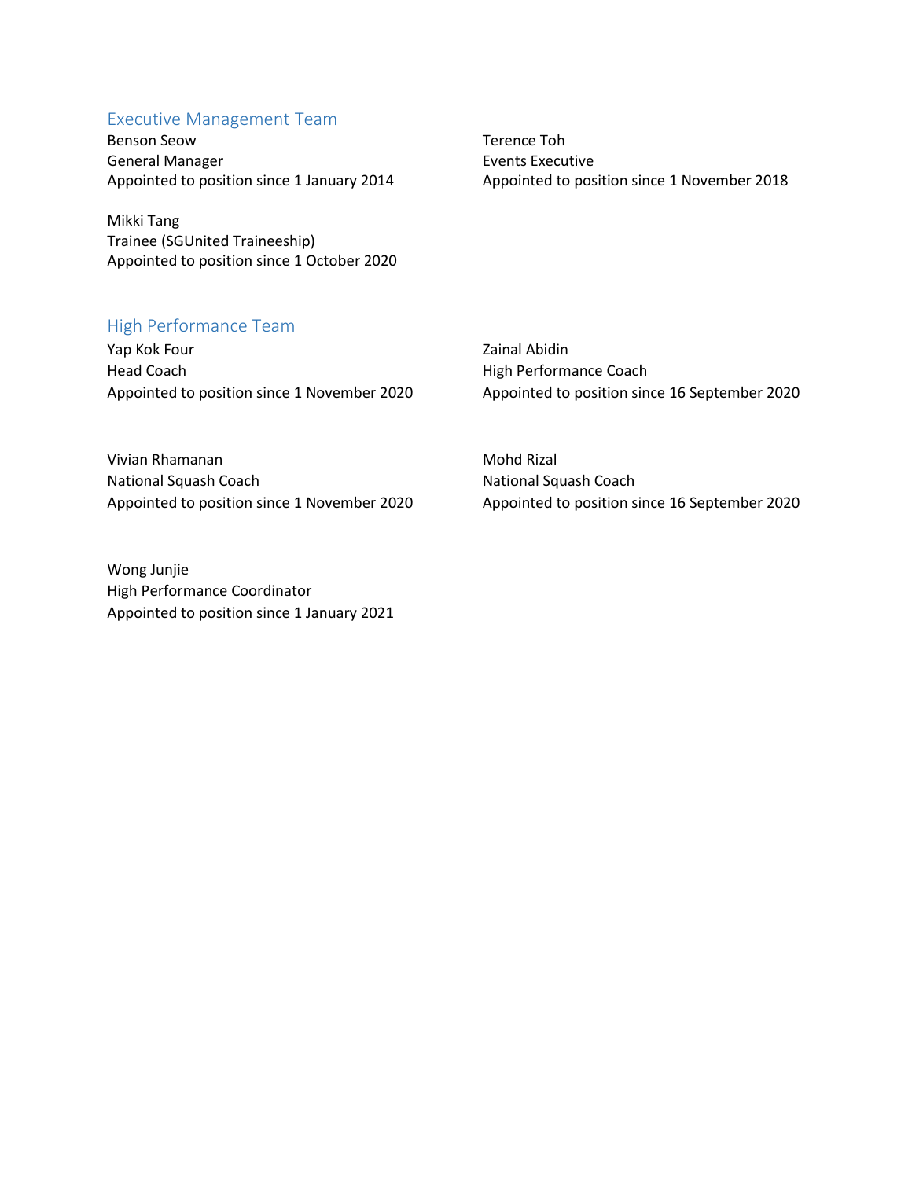## Executive Management Team

Benson Seow
General Manager
Appointed to position since 1 January 2014

Terence Toh
Events Executive
Appointed to position since 1 November 2018

Mikki Tang
Trainee (SGUnited Traineeship)
Appointed to position since 1 October 2020

## High Performance Team

Yap Kok Four
Head Coach
Appointed to position since 1 November 2020

Zainal Abidin
High Performance Coach
Appointed to position since 16 September 2020

Vivian Rhamanan
National Squash Coach
Appointed to position since 1 November 2020

Mohd Rizal
National Squash Coach
Appointed to position since 16 September 2020

Wong Junjie
High Performance Coordinator
Appointed to position since 1 January 2021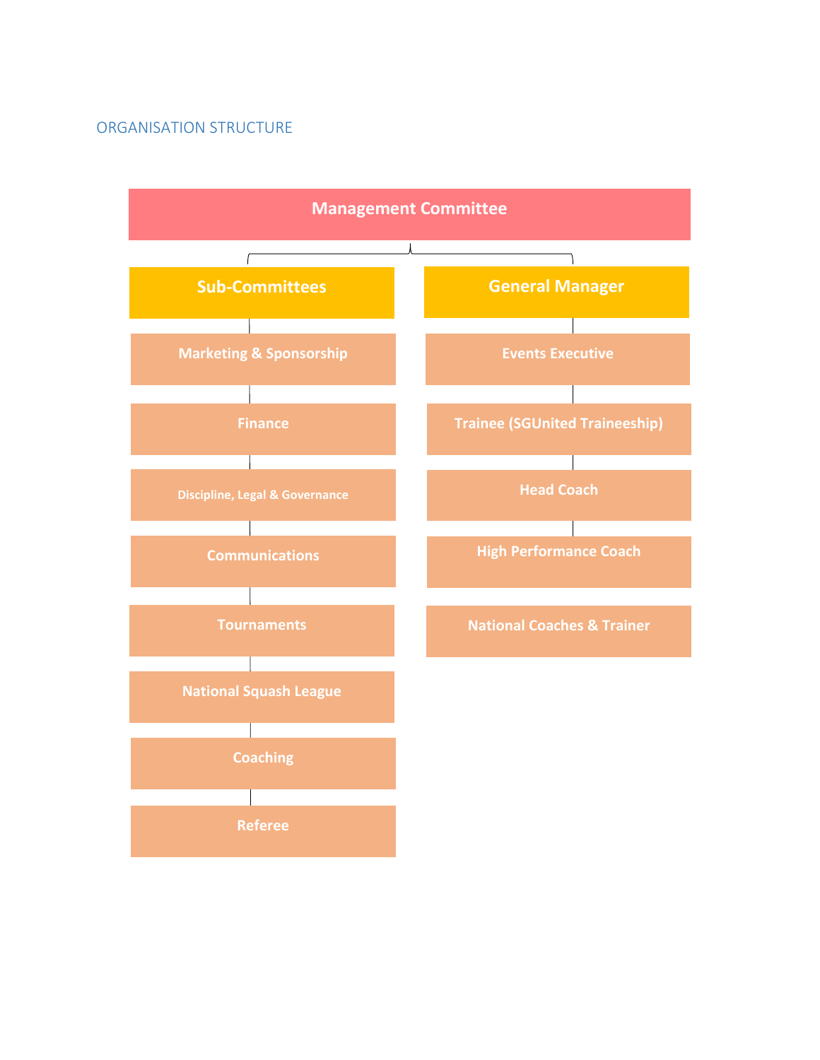## ORGANISATION STRUCTURE

**Management Committee**

- **Sub-Committees**
  - Marketing & Sponsorship
  - Finance
  - Discipline, Legal & Governance
  - Communications
  - Tournaments
  - National Squash League
  - Coaching
  - Referee
- **General Manager**
  - Events Executive
  - Trainee (SGUnited Traineeship)
  - Head Coach
  - High Performance Coach
  - National Coaches & Trainer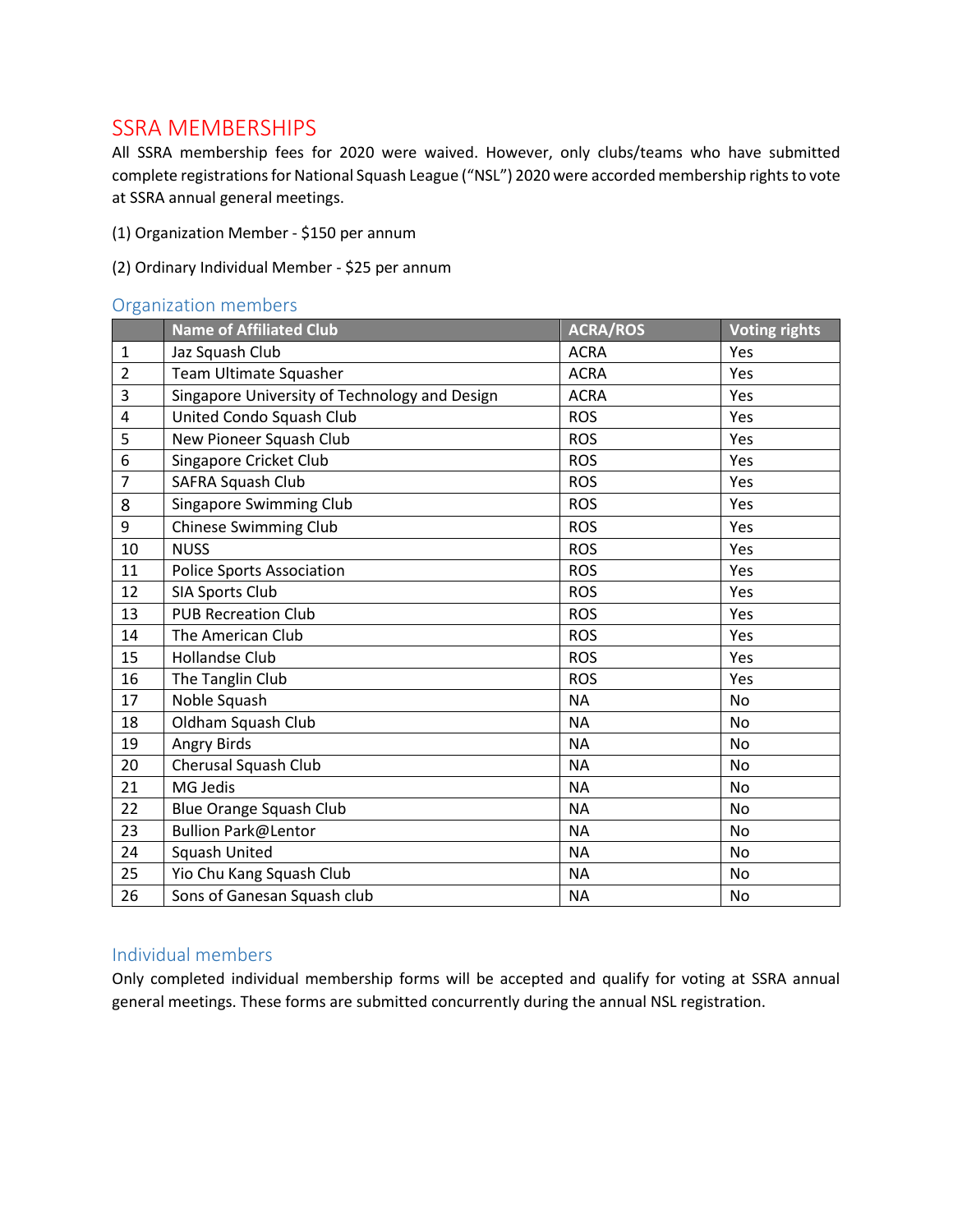# SSRA MEMBERSHIPS

All SSRA membership fees for 2020 were waived. However, only clubs/teams who have submitted complete registrations for National Squash League ("NSL") 2020 were accorded membership rights to vote at SSRA annual general meetings.

(1) Organization Member - $150 per annum

(2) Ordinary Individual Member - $25 per annum

## Organization members

| | Name of Affiliated Club | ACRA/ROS | Voting rights |
|---|---|---|---|
| 1 | Jaz Squash Club | ACRA | Yes |
| 2 | Team Ultimate Squasher | ACRA | Yes |
| 3 | Singapore University of Technology and Design | ACRA | Yes |
| 4 | United Condo Squash Club | ROS | Yes |
| 5 | New Pioneer Squash Club | ROS | Yes |
| 6 | Singapore Cricket Club | ROS | Yes |
| 7 | SAFRA Squash Club | ROS | Yes |
| 8 | Singapore Swimming Club | ROS | Yes |
| 9 | Chinese Swimming Club | ROS | Yes |
| 10 | NUSS | ROS | Yes |
| 11 | Police Sports Association | ROS | Yes |
| 12 | SIA Sports Club | ROS | Yes |
| 13 | PUB Recreation Club | ROS | Yes |
| 14 | The American Club | ROS | Yes |
| 15 | Hollandse Club | ROS | Yes |
| 16 | The Tanglin Club | ROS | Yes |
| 17 | Noble Squash | NA | No |
| 18 | Oldham Squash Club | NA | No |
| 19 | Angry Birds | NA | No |
| 20 | Cherusal Squash Club | NA | No |
| 21 | MG Jedis | NA | No |
| 22 | Blue Orange Squash Club | NA | No |
| 23 | Bullion Park@Lentor | NA | No |
| 24 | Squash United | NA | No |
| 25 | Yio Chu Kang Squash Club | NA | No |
| 26 | Sons of Ganesan Squash club | NA | No |

## Individual members

Only completed individual membership forms will be accepted and qualify for voting at SSRA annual general meetings. These forms are submitted concurrently during the annual NSL registration.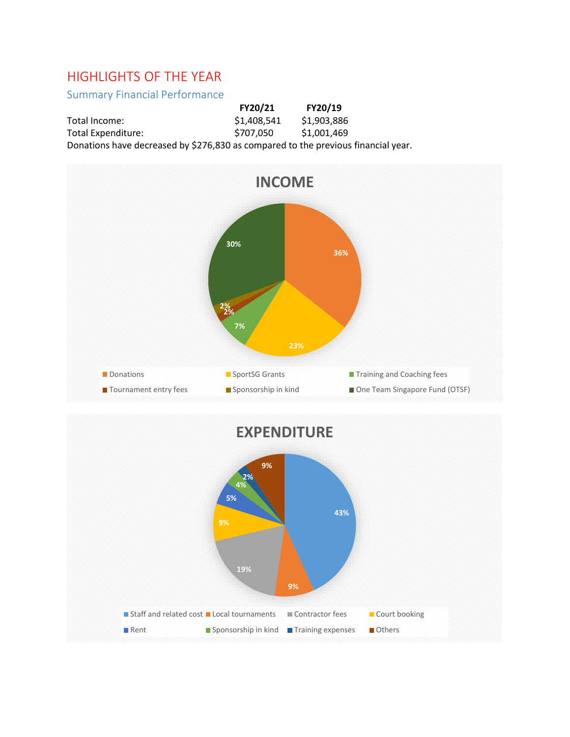# HIGHLIGHTS OF THE YEAR

## Summary Financial Performance

| | FY20/21 | FY20/19 |
|---|---|---|
| Total Income: | $1,408,541 | $1,903,886 |
| Total Expenditure: | $707,050 | $1,001,469 |

Donations have decreased by $276,830 as compared to the previous financial year.

**INCOME**

| Category | % |
|---|---|
| Donations | 36% |
| SportSG Grants | 23% |
| Training and Coaching fees | 7% |
| Tournament entry fees | 2% |
| Sponsorship in kind | 2% |
| One Team Singapore Fund (OTSF) | 30% |

**EXPENDITURE**

| Category | % |
|---|---|
| Staff and related cost | 43% |
| Local tournaments | 9% |
| Contractor fees | 19% |
| Court booking | 9% |
| Rent | 5% |
| Sponsorship in kind | 4% |
| Training expenses | 2% |
| Others | 9% |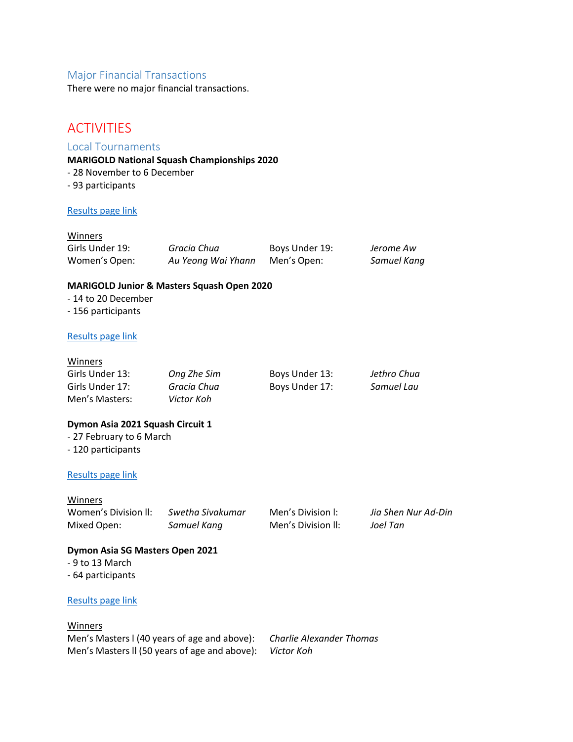## Major Financial Transactions

There were no major financial transactions.

# ACTIVITIES

## Local Tournaments

**MARIGOLD National Squash Championships 2020**

- 28 November to 6 December
- 93 participants

[Results page link]

Winners

| | | | |
|---|---|---|---|
| Girls Under 19: | *Gracia Chua* | Boys Under 19: | *Jerome Aw* |
| Women's Open: | *Au Yeong Wai Yhann* | Men's Open: | *Samuel Kang* |

**MARIGOLD Junior & Masters Squash Open 2020**

- 14 to 20 December
- 156 participants

[Results page link]

Winners

| | | | |
|---|---|---|---|
| Girls Under 13: | *Ong Zhe Sim* | Boys Under 13: | *Jethro Chua* |
| Girls Under 17: | *Gracia Chua* | Boys Under 17: | *Samuel Lau* |
| Men's Masters: | *Victor Koh* | | |

**Dymon Asia 2021 Squash Circuit 1**

- 27 February to 6 March
- 120 participants

[Results page link]

Winners

| | | | |
|---|---|---|---|
| Women's Division ll: | *Swetha Sivakumar* | Men's Division l: | *Jia Shen Nur Ad-Din* |
| Mixed Open: | *Samuel Kang* | Men's Division ll: | *Joel Tan* |

**Dymon Asia SG Masters Open 2021**

- 9 to 13 March
- 64 participants

[Results page link]

Winners

| | |
|---|---|
| Men's Masters l (40 years of age and above): | *Charlie Alexander Thomas* |
| Men's Masters ll (50 years of age and above): | *Victor Koh* |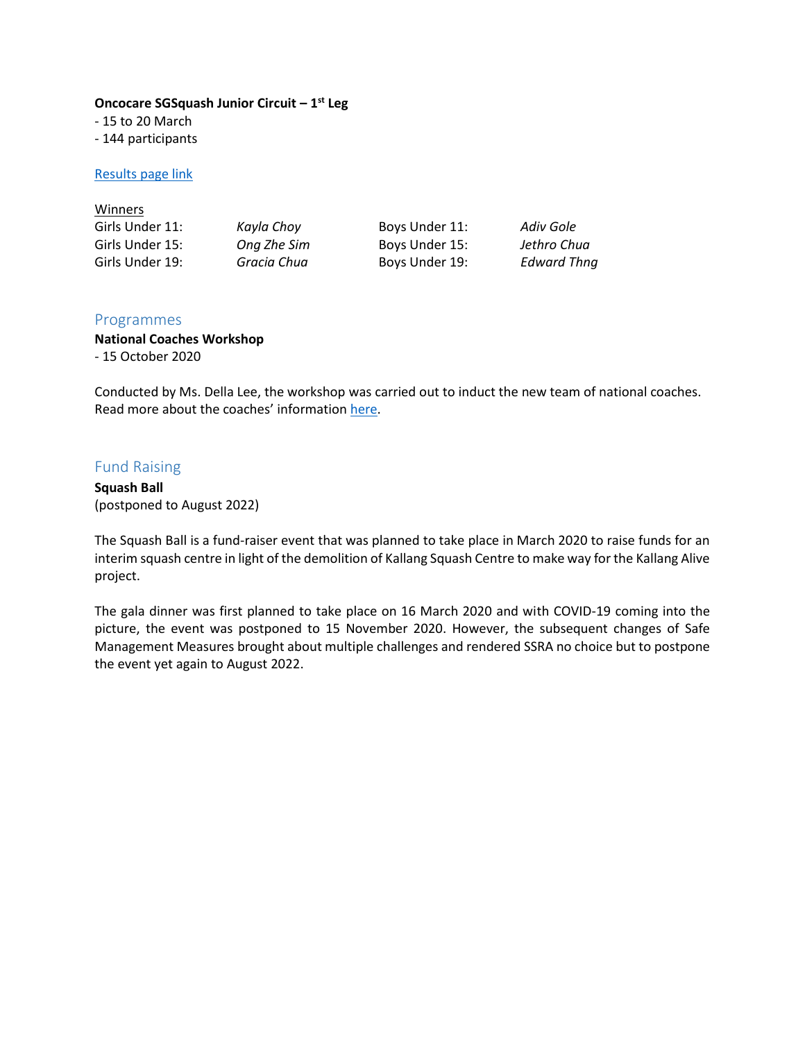**Oncocare SGSquash Junior Circuit – 1st Leg**

- 15 to 20 March
- 144 participants

Results page link

<u>Winners</u>

| | | | |
|---|---|---|---|
| Girls Under 11: | *Kayla Choy* | Boys Under 11: | *Adiv Gole* |
| Girls Under 15: | *Ong Zhe Sim* | Boys Under 15: | *Jethro Chua* |
| Girls Under 19: | *Gracia Chua* | Boys Under 19: | *Edward Thng* |

## Programmes

**National Coaches Workshop**

- 15 October 2020

Conducted by Ms. Della Lee, the workshop was carried out to induct the new team of national coaches. Read more about the coaches' information here.

## Fund Raising

**Squash Ball**

(postponed to August 2022)

The Squash Ball is a fund-raiser event that was planned to take place in March 2020 to raise funds for an interim squash centre in light of the demolition of Kallang Squash Centre to make way for the Kallang Alive project.

The gala dinner was first planned to take place on 16 March 2020 and with COVID-19 coming into the picture, the event was postponed to 15 November 2020. However, the subsequent changes of Safe Management Measures brought about multiple challenges and rendered SSRA no choice but to postpone the event yet again to August 2022.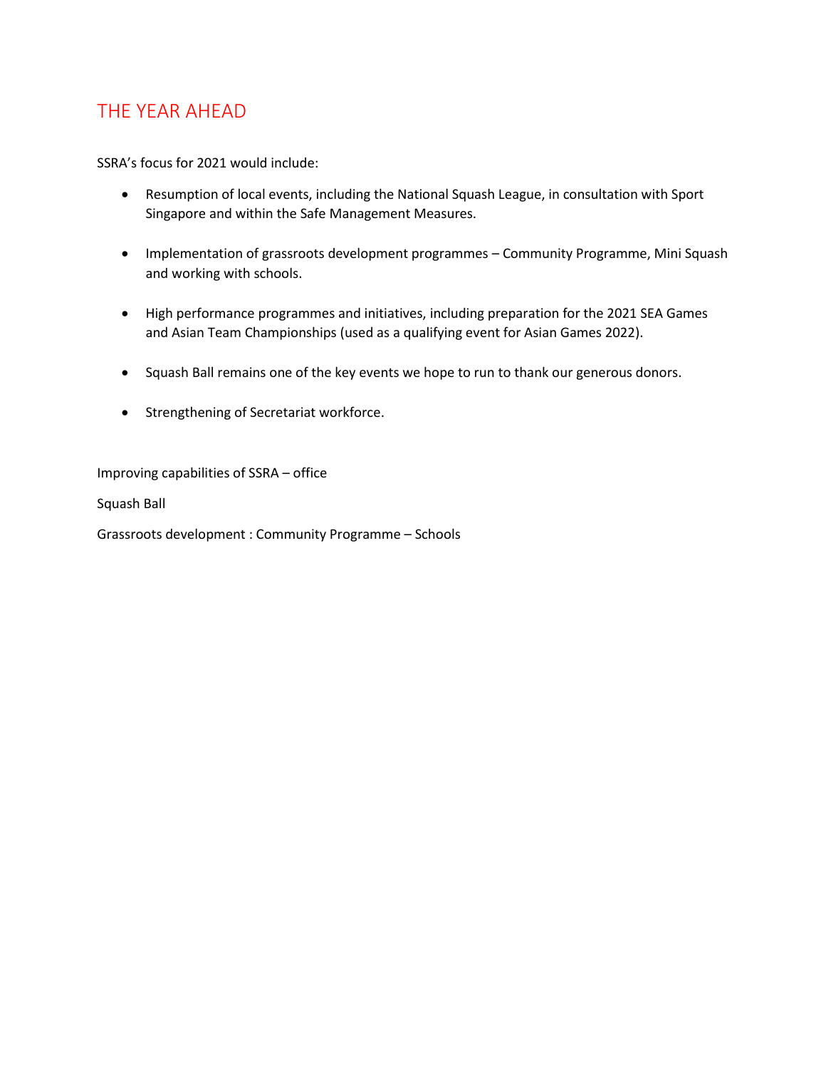## THE YEAR AHEAD

SSRA's focus for 2021 would include:

- Resumption of local events, including the National Squash League, in consultation with Sport Singapore and within the Safe Management Measures.
- Implementation of grassroots development programmes – Community Programme, Mini Squash and working with schools.
- High performance programmes and initiatives, including preparation for the 2021 SEA Games and Asian Team Championships (used as a qualifying event for Asian Games 2022).
- Squash Ball remains one of the key events we hope to run to thank our generous donors.
- Strengthening of Secretariat workforce.

Improving capabilities of SSRA – office

Squash Ball

Grassroots development : Community Programme – Schools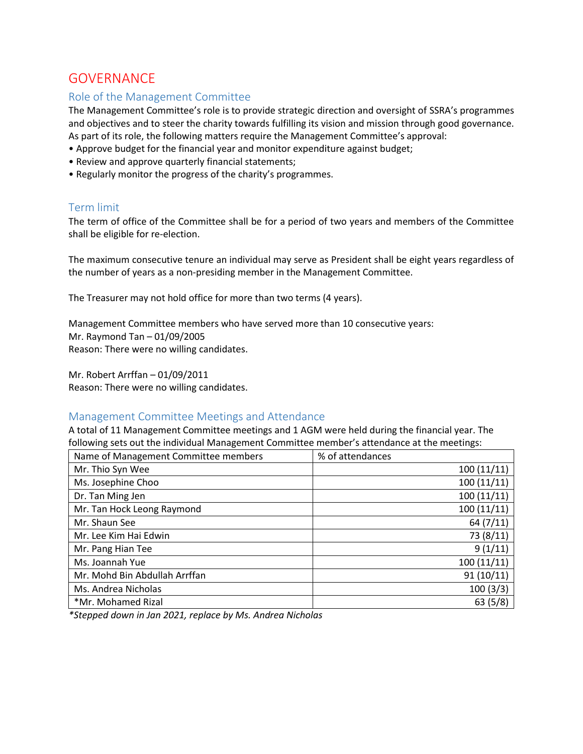# GOVERNANCE

## Role of the Management Committee

The Management Committee's role is to provide strategic direction and oversight of SSRA's programmes and objectives and to steer the charity towards fulfilling its vision and mission through good governance. As part of its role, the following matters require the Management Committee's approval:

- Approve budget for the financial year and monitor expenditure against budget;
- Review and approve quarterly financial statements;
- Regularly monitor the progress of the charity's programmes.

## Term limit

The term of office of the Committee shall be for a period of two years and members of the Committee shall be eligible for re-election.

The maximum consecutive tenure an individual may serve as President shall be eight years regardless of the number of years as a non-presiding member in the Management Committee.

The Treasurer may not hold office for more than two terms (4 years).

Management Committee members who have served more than 10 consecutive years:
Mr. Raymond Tan – 01/09/2005
Reason: There were no willing candidates.

Mr. Robert Arrffan – 01/09/2011
Reason: There were no willing candidates.

## Management Committee Meetings and Attendance

A total of 11 Management Committee meetings and 1 AGM were held during the financial year. The following sets out the individual Management Committee member's attendance at the meetings:

| Name of Management Committee members | % of attendances |
|---|---|
| Mr. Thio Syn Wee | 100 (11/11) |
| Ms. Josephine Choo | 100 (11/11) |
| Dr. Tan Ming Jen | 100 (11/11) |
| Mr. Tan Hock Leong Raymond | 100 (11/11) |
| Mr. Shaun See | 64 (7/11) |
| Mr. Lee Kim Hai Edwin | 73 (8/11) |
| Mr. Pang Hian Tee | 9 (1/11) |
| Ms. Joannah Yue | 100 (11/11) |
| Mr. Mohd Bin Abdullah Arrffan | 91 (10/11) |
| Ms. Andrea Nicholas | 100 (3/3) |
| *Mr. Mohamed Rizal | 63 (5/8) |

*\*Stepped down in Jan 2021, replace by Ms. Andrea Nicholas*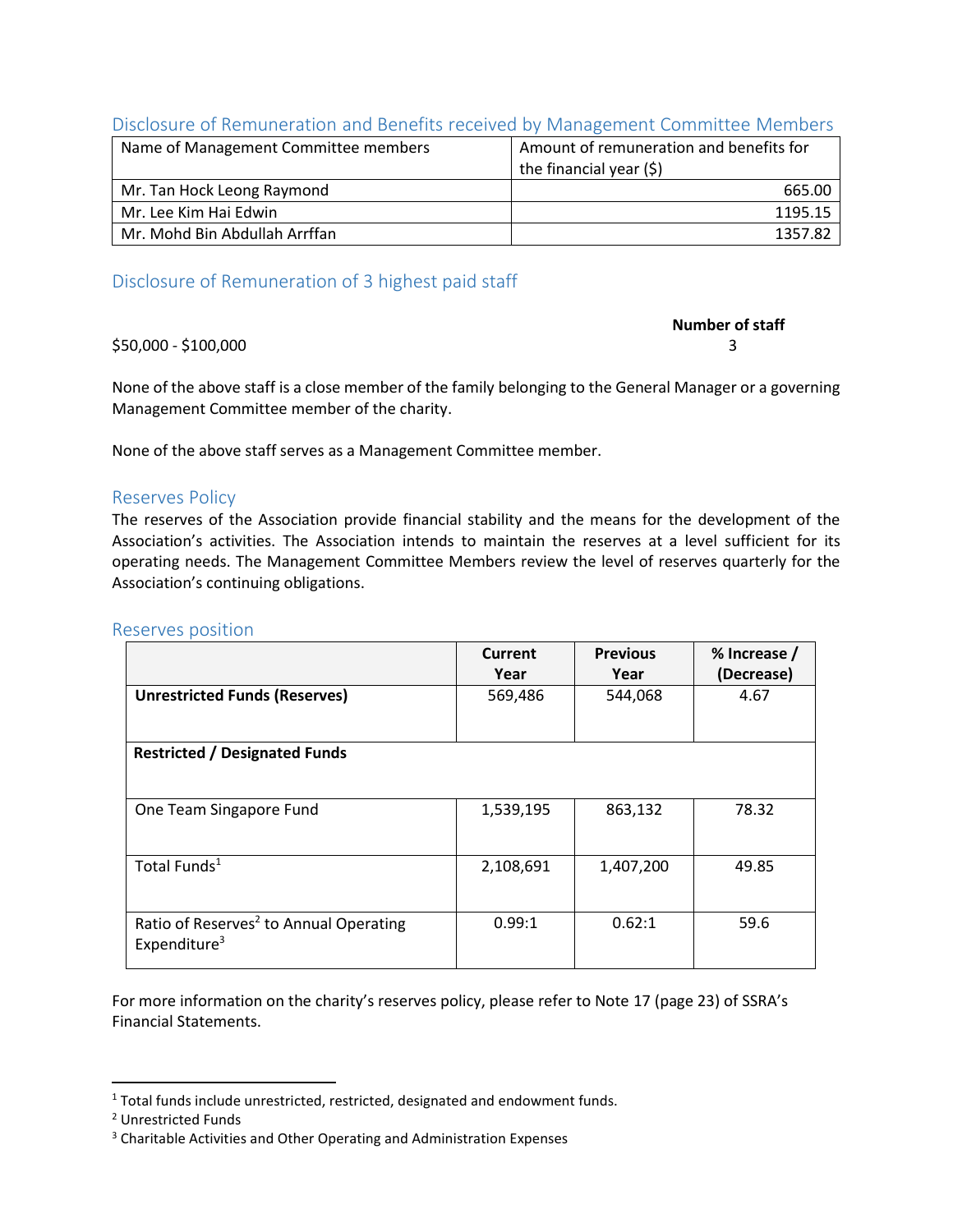## Disclosure of Remuneration and Benefits received by Management Committee Members

| Name of Management Committee members | Amount of remuneration and benefits for the financial year ($) |
|---|---|
| Mr. Tan Hock Leong Raymond | 665.00 |
| Mr. Lee Kim Hai Edwin | 1195.15 |
| Mr. Mohd Bin Abdullah Arrffan | 1357.82 |

## Disclosure of Remuneration of 3 highest paid staff

| | Number of staff |
|---|---|
| $50,000 - $100,000 | 3 |

None of the above staff is a close member of the family belonging to the General Manager or a governing Management Committee member of the charity.

None of the above staff serves as a Management Committee member.

## Reserves Policy

The reserves of the Association provide financial stability and the means for the development of the Association's activities. The Association intends to maintain the reserves at a level sufficient for its operating needs. The Management Committee Members review the level of reserves quarterly for the Association's continuing obligations.

## Reserves position

| | Current Year | Previous Year | % Increase / (Decrease) |
|---|---|---|---|
| **Unrestricted Funds (Reserves)** | 569,486 | 544,068 | 4.67 |
| **Restricted / Designated Funds** | | | |
| One Team Singapore Fund | 1,539,195 | 863,132 | 78.32 |
| Total Funds[1] | 2,108,691 | 1,407,200 | 49.85 |
| Ratio of Reserves[2] to Annual Operating Expenditure[3] | 0.99:1 | 0.62:1 | 59.6 |

For more information on the charity's reserves policy, please refer to Note 17 (page 23) of SSRA's Financial Statements.

[1] Total funds include unrestricted, restricted, designated and endowment funds.
[2] Unrestricted Funds
[3] Charitable Activities and Other Operating and Administration Expenses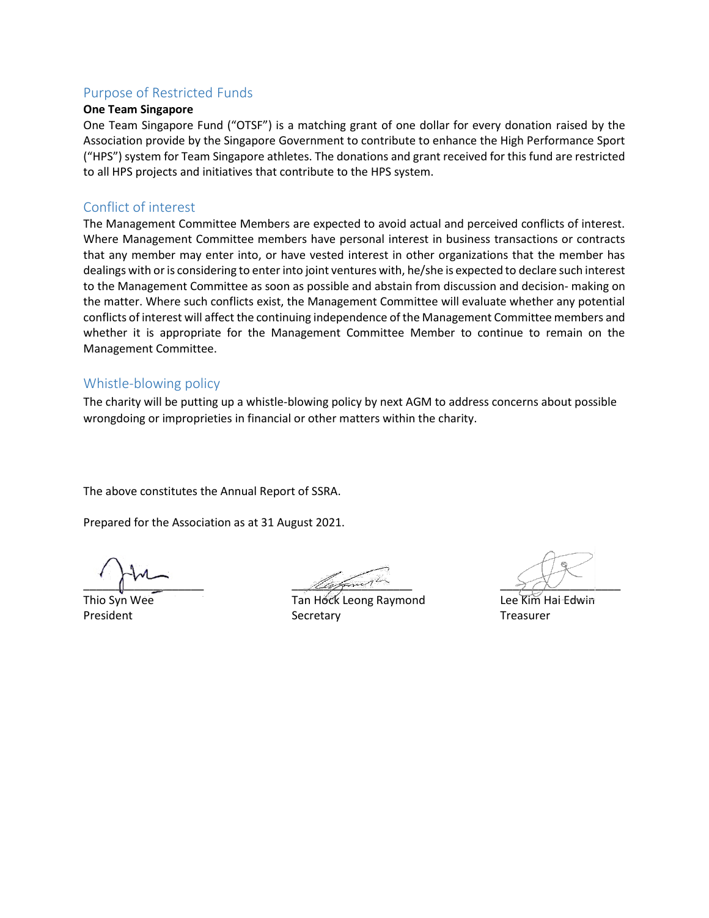## Purpose of Restricted Funds

**One Team Singapore**

One Team Singapore Fund ("OTSF") is a matching grant of one dollar for every donation raised by the Association provide by the Singapore Government to contribute to enhance the High Performance Sport ("HPS") system for Team Singapore athletes. The donations and grant received for this fund are restricted to all HPS projects and initiatives that contribute to the HPS system.

## Conflict of interest

The Management Committee Members are expected to avoid actual and perceived conflicts of interest. Where Management Committee members have personal interest in business transactions or contracts that any member may enter into, or have vested interest in other organizations that the member has dealings with or is considering to enter into joint ventures with, he/she is expected to declare such interest to the Management Committee as soon as possible and abstain from discussion and decision- making on the matter. Where such conflicts exist, the Management Committee will evaluate whether any potential conflicts of interest will affect the continuing independence of the Management Committee members and whether it is appropriate for the Management Committee Member to continue to remain on the Management Committee.

## Whistle-blowing policy

The charity will be putting up a whistle-blowing policy by next AGM to address concerns about possible wrongdoing or improprieties in financial or other matters within the charity.

The above constitutes the Annual Report of SSRA.

Prepared for the Association as at 31 August 2021.

| | | |
|---|---|---|
| Thio Syn Wee | Tan Hock Leong Raymond | Lee Kim Hai Edwin |
| President | Secretary | Treasurer |